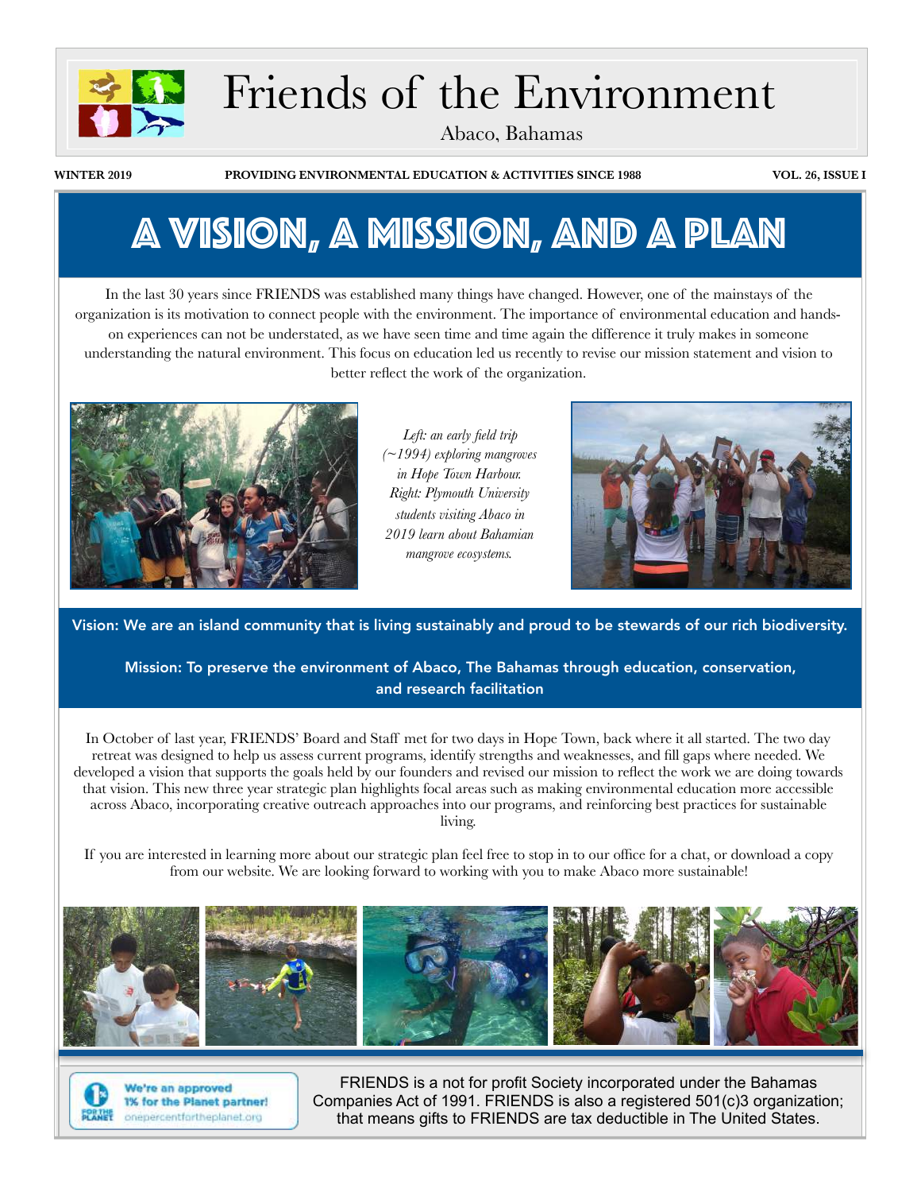# Friends of the Environment

Abaco, Bahamas

**WINTER 2019** **PROVIDING ENVIRONMENTAL EDUCATION & ACTIVITIES SINCE 1988** **VOL. 26, ISSUE I**

## A Vision, a Mission, and a Plan

In the last 30 years since FRIENDS was established many things have changed. However, one of the mainstays of the organization is its motivation to connect people with the environment. The importance of environmental education and hands-on experiences can not be understated, as we have seen time and time again the difference it truly makes in someone understanding the natural environment. This focus on education led us recently to revise our mission statement and vision to better reflect the work of the organization.

*Left: an early field trip (~1994) exploring mangroves in Hope Town Harbour. Right: Plymouth University students visiting Abaco in 2019 learn about Bahamian mangrove ecosystems.*

**Vision: We are an island community that is living sustainably and proud to be stewards of our rich biodiversity.**

**Mission: To preserve the environment of Abaco, The Bahamas through education, conservation, and research facilitation**

In October of last year, FRIENDS' Board and Staff met for two days in Hope Town, back where it all started. The two day retreat was designed to help us assess current programs, identify strengths and weaknesses, and fill gaps where needed. We developed a vision that supports the goals held by our founders and revised our mission to reflect the work we are doing towards that vision. This new three year strategic plan highlights focal areas such as making environmental education more accessible across Abaco, incorporating creative outreach approaches into our programs, and reinforcing best practices for sustainable living.

If you are interested in learning more about our strategic plan feel free to stop in to our office for a chat, or download a copy from our website. We are looking forward to working with you to make Abaco more sustainable!

We're an approved 1% for the Planet partner! onepercentfortheplanet.org

FRIENDS is a not for profit Society incorporated under the Bahamas Companies Act of 1991. FRIENDS is also a registered 501(c)3 organization; that means gifts to FRIENDS are tax deductible in The United States.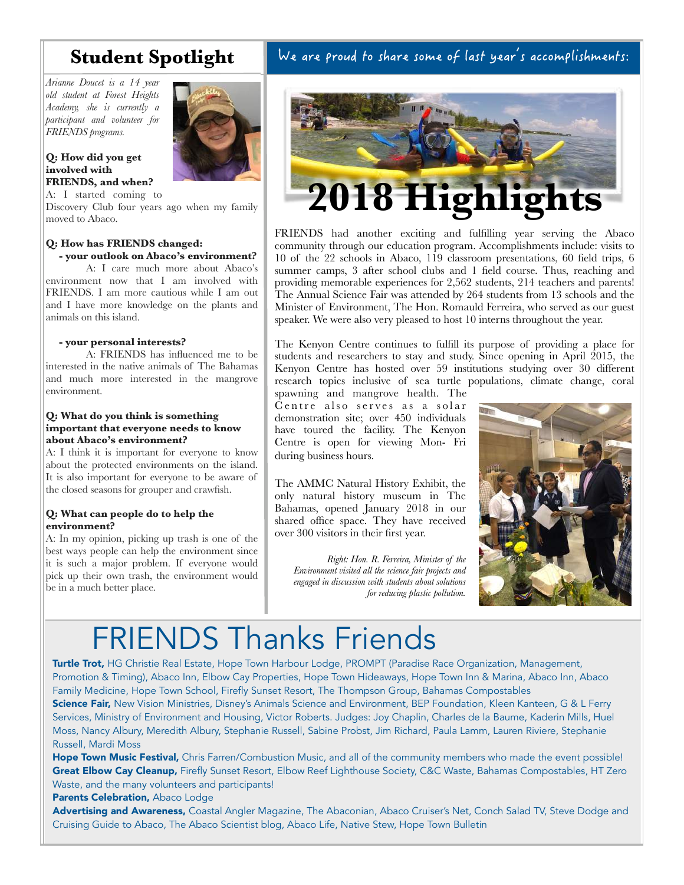## Student Spotlight

*Arianne Doucet is a 14 year old student at Forest Heights Academy, she is currently a participant and volunteer for FRIENDS programs.*

**Q: How did you get involved with FRIENDS, and when?**

A: I started coming to Discovery Club four years ago when my family moved to Abaco.

**Q: How has FRIENDS changed:**

**- your outlook on Abaco's environment?**

A: I care much more about Abaco's environment now that I am involved with FRIENDS. I am more cautious while I am out and I have more knowledge on the plants and animals on this island.

**- your personal interests?**

A: FRIENDS has influenced me to be interested in the native animals of The Bahamas and much more interested in the mangrove environment.

**Q: What do you think is something important that everyone needs to know about Abaco's environment?**

A: I think it is important for everyone to know about the protected environments on the island. It is also important for everyone to be aware of the closed seasons for grouper and crawfish.

**Q: What can people do to help the environment?**

A: In my opinion, picking up trash is one of the best ways people can help the environment since it is such a major problem. If everyone would pick up their own trash, the environment would be in a much better place.

## We are proud to share some of last year's accomplishments:

# 2018 Highlights

FRIENDS had another exciting and fulfilling year serving the Abaco community through our education program. Accomplishments include: visits to 10 of the 22 schools in Abaco, 119 classroom presentations, 60 field trips, 6 summer camps, 3 after school clubs and 1 field course. Thus, reaching and providing memorable experiences for 2,562 students, 214 teachers and parents! The Annual Science Fair was attended by 264 students from 13 schools and the Minister of Environment, The Hon. Romauld Ferreira, who served as our guest speaker. We were also very pleased to host 10 interns throughout the year.

The Kenyon Centre continues to fulfill its purpose of providing a place for students and researchers to stay and study. Since opening in April 2015, the Kenyon Centre has hosted over 59 institutions studying over 30 different research topics inclusive of sea turtle populations, climate change, coral spawning and mangrove health. The Centre also serves as a solar demonstration site; over 450 individuals have toured the facility. The Kenyon Centre is open for viewing Mon- Fri during business hours.

The AMMC Natural History Exhibit, the only natural history museum in The Bahamas, opened January 2018 in our shared office space. They have received over 300 visitors in their first year.

*Right: Hon. R. Ferreira, Minister of the Environment visited all the science fair projects and engaged in discussion with students about solutions for reducing plastic pollution.*

# FRIENDS Thanks Friends

**Turtle Trot,** HG Christie Real Estate, Hope Town Harbour Lodge, PROMPT (Paradise Race Organization, Management, Promotion & Timing), Abaco Inn, Elbow Cay Properties, Hope Town Hideaways, Hope Town Inn & Marina, Abaco Inn, Abaco Family Medicine, Hope Town School, Firefly Sunset Resort, The Thompson Group, Bahamas Compostables

**Science Fair,** New Vision Ministries, Disney's Animals Science and Environment, BEP Foundation, Kleen Kanteen, G & L Ferry Services, Ministry of Environment and Housing, Victor Roberts. Judges: Joy Chaplin, Charles de la Baume, Kaderin Mills, Huel Moss, Nancy Albury, Meredith Albury, Stephanie Russell, Sabine Probst, Jim Richard, Paula Lamm, Lauren Riviere, Stephanie Russell, Mardi Moss

**Hope Town Music Festival,** Chris Farren/Combustion Music, and all of the community members who made the event possible!

**Great Elbow Cay Cleanup,** Firefly Sunset Resort, Elbow Reef Lighthouse Society, C&C Waste, Bahamas Compostables, HT Zero Waste, and the many volunteers and participants!

**Parents Celebration,** Abaco Lodge

**Advertising and Awareness,** Coastal Angler Magazine, The Abaconian, Abaco Cruiser's Net, Conch Salad TV, Steve Dodge and Cruising Guide to Abaco, The Abaco Scientist blog, Abaco Life, Native Stew, Hope Town Bulletin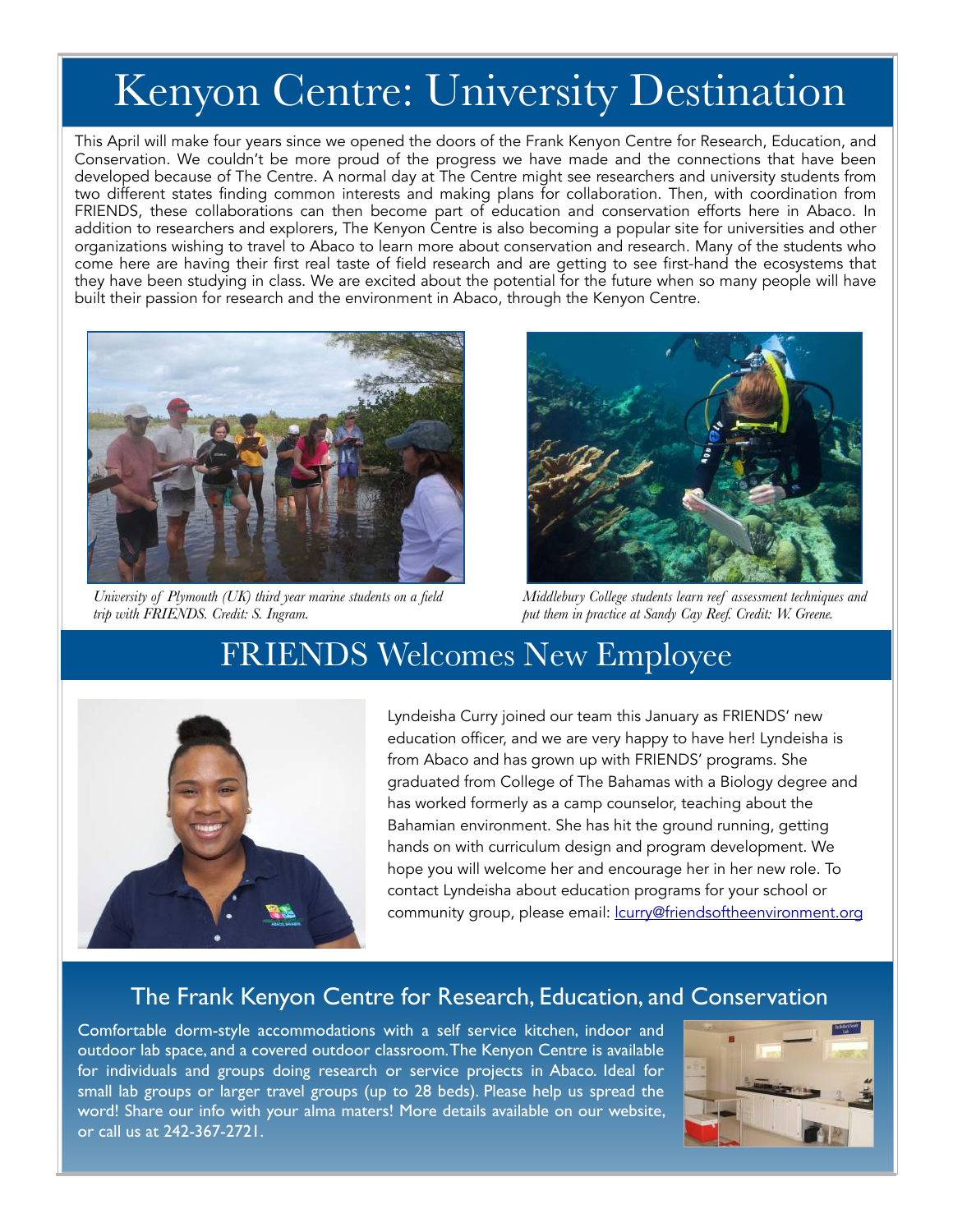# Kenyon Centre: University Destination

This April will make four years since we opened the doors of the Frank Kenyon Centre for Research, Education, and Conservation. We couldn't be more proud of the progress we have made and the connections that have been developed because of The Centre. A normal day at The Centre might see researchers and university students from two different states finding common interests and making plans for collaboration. Then, with coordination from FRIENDS, these collaborations can then become part of education and conservation efforts here in Abaco. In addition to researchers and explorers, The Kenyon Centre is also becoming a popular site for universities and other organizations wishing to travel to Abaco to learn more about conservation and research. Many of the students who come here are having their first real taste of field research and are getting to see first-hand the ecosystems that they have been studying in class. We are excited about the potential for the future when so many people will have built their passion for research and the environment in Abaco, through the Kenyon Centre.

*University of Plymouth (UK) third year marine students on a field trip with FRIENDS. Credit: S. Ingram.*

*Middlebury College students learn reef assessment techniques and put them in practice at Sandy Cay Reef. Credit: W. Greene.*

# FRIENDS Welcomes New Employee

Lyndeisha Curry joined our team this January as FRIENDS' new education officer, and we are very happy to have her! Lyndeisha is from Abaco and has grown up with FRIENDS' programs. She graduated from College of The Bahamas with a Biology degree and has worked formerly as a camp counselor, teaching about the Bahamian environment. She has hit the ground running, getting hands on with curriculum design and program development. We hope you will welcome her and encourage her in her new role. To contact Lyndeisha about education programs for your school or community group, please email: lcurry@friendsoftheenvironment.org

## The Frank Kenyon Centre for Research, Education, and Conservation

Comfortable dorm-style accommodations with a self service kitchen, indoor and outdoor lab space, and a covered outdoor classroom. The Kenyon Centre is available for individuals and groups doing research or service projects in Abaco. Ideal for small lab groups or larger travel groups (up to 28 beds). Please help us spread the word! Share our info with your alma maters! More details available on our website, or call us at 242-367-2721.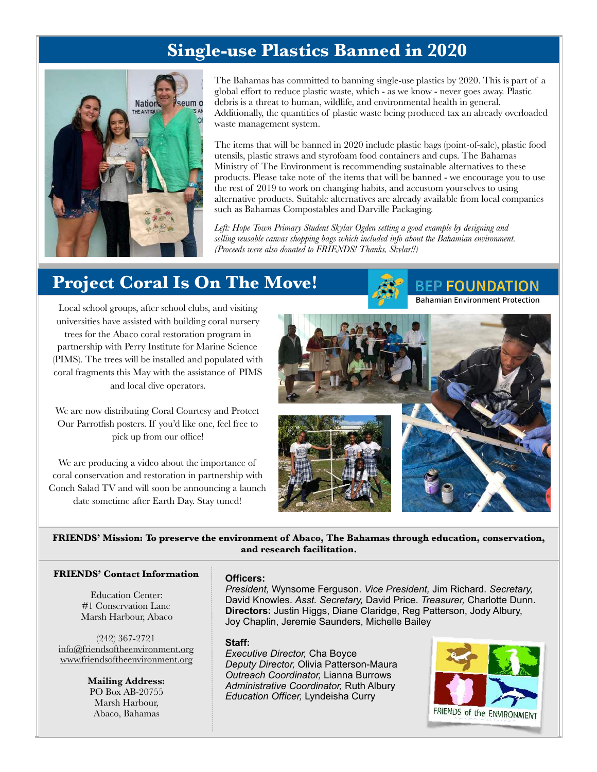## Single-use Plastics Banned in 2020

The Bahamas has committed to banning single-use plastics by 2020. This is part of a global effort to reduce plastic waste, which - as we know - never goes away. Plastic debris is a threat to human, wildlife, and environmental health in general. Additionally, the quantities of plastic waste being produced tax an already overloaded waste management system.

The items that will be banned in 2020 include plastic bags (point-of-sale), plastic food utensils, plastic straws and styrofoam food containers and cups. The Bahamas Ministry of The Environment is recommending sustainable alternatives to these products. Please take note of the items that will be banned - we encourage you to use the rest of 2019 to work on changing habits, and accustom yourselves to using alternative products. Suitable alternatives are already available from local companies such as Bahamas Compostables and Darville Packaging.

*Left: Hope Town Primary Student Skylar Ogden setting a good example by designing and selling reusable canvas shopping bags which included info about the Bahamian environment. (Proceeds were also donated to FRIENDS! Thanks, Skylar!!)*

## Project Coral Is On The Move!

BEP FOUNDATION
Bahamian Environment Protection

Local school groups, after school clubs, and visiting universities have assisted with building coral nursery trees for the Abaco coral restoration program in partnership with Perry Institute for Marine Science (PIMS). The trees will be installed and populated with coral fragments this May with the assistance of PIMS and local dive operators.

We are now distributing Coral Courtesy and Protect Our Parrotfish posters. If you'd like one, feel free to pick up from our office!

We are producing a video about the importance of coral conservation and restoration in partnership with Conch Salad TV and will soon be announcing a launch date sometime after Earth Day. Stay tuned!

**FRIENDS' Mission: To preserve the environment of Abaco, The Bahamas through education, conservation, and research facilitation.**

**FRIENDS' Contact Information**

Education Center:
#1 Conservation Lane
Marsh Harbour, Abaco

(242) 367-2721
info@friendsoftheenvironment.org
www.friendsoftheenvironment.org

**Mailing Address:**
PO Box AB-20755
Marsh Harbour,
Abaco, Bahamas

**Officers:**
*President,* Wynsome Ferguson. *Vice President,* Jim Richard. *Secretary,* David Knowles. *Asst. Secretary,* David Price. *Treasurer,* Charlotte Dunn.
**Directors:** Justin Higgs, Diane Claridge, Reg Patterson, Jody Albury, Joy Chaplin, Jeremie Saunders, Michelle Bailey

**Staff:**
*Executive Director,* Cha Boyce
*Deputy Director,* Olivia Patterson-Maura
*Outreach Coordinator,* Lianna Burrows
*Administrative Coordinator,* Ruth Albury
*Education Officer,* Lyndeisha Curry

FRIENDS of the ENVIRONMENT